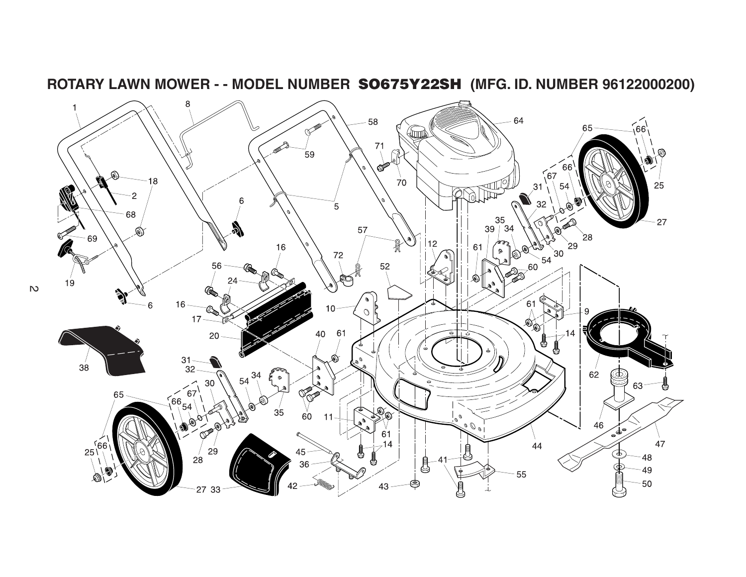# ROTARY LAWN MOWER - - MODEL NUMBER SO675Y22SH (MFG. ID. NUMBER 96122000200)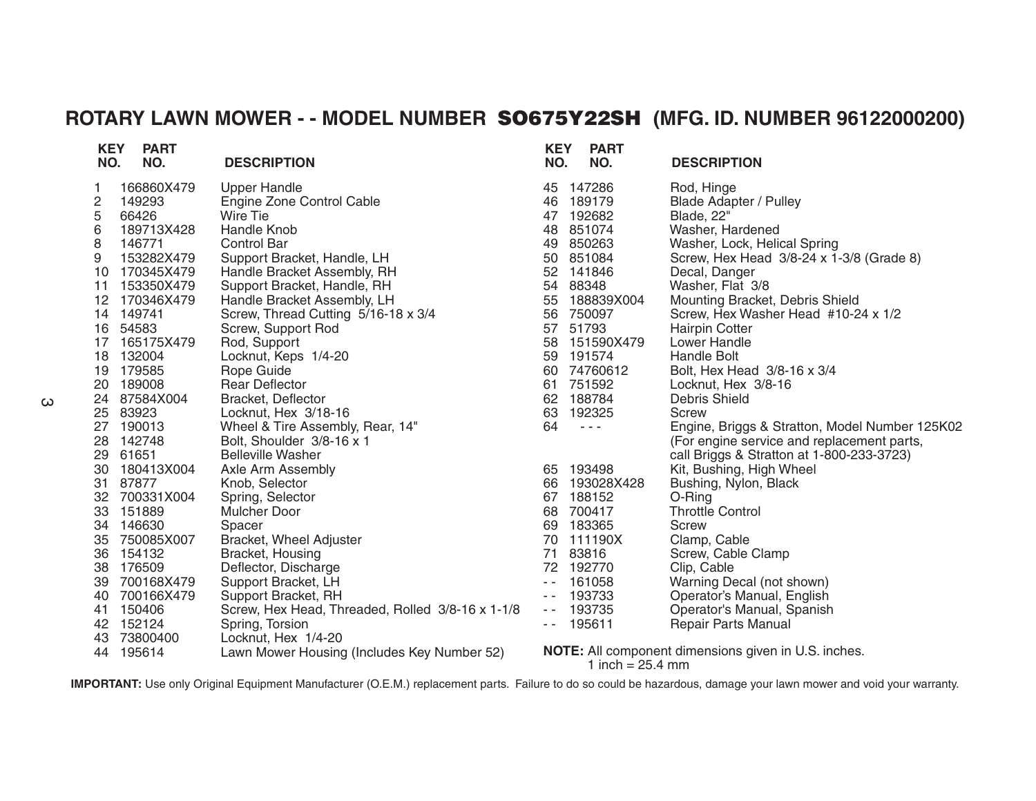## ROTARY LAWN MOWER - - MODEL NUMBER SO675Y22SH (MFG. ID. NUMBER 96122000200)

| KEY NO. | PART NO. | DESCRIPTION |
|---|---|---|
| 1 | 166860X479 | Upper Handle |
| 2 | 149293 | Engine Zone Control Cable |
| 5 | 66426 | Wire Tie |
| 6 | 189713X428 | Handle Knob |
| 8 | 146771 | Control Bar |
| 9 | 153282X479 | Support Bracket, Handle, LH |
| 10 | 170345X479 | Handle Bracket Assembly, RH |
| 11 | 153350X479 | Support Bracket, Handle, RH |
| 12 | 170346X479 | Handle Bracket Assembly, LH |
| 14 | 149741 | Screw, Thread Cutting 5/16-18 x 3/4 |
| 16 | 54583 | Screw, Support Rod |
| 17 | 165175X479 | Rod, Support |
| 18 | 132004 | Locknut, Keps 1/4-20 |
| 19 | 179585 | Rope Guide |
| 20 | 189008 | Rear Deflector |
| 24 | 87584X004 | Bracket, Deflector |
| 25 | 83923 | Locknut, Hex 3/18-16 |
| 27 | 190013 | Wheel & Tire Assembly, Rear, 14" |
| 28 | 142748 | Bolt, Shoulder 3/8-16 x 1 |
| 29 | 61651 | Belleville Washer |
| 30 | 180413X004 | Axle Arm Assembly |
| 31 | 87877 | Knob, Selector |
| 32 | 700331X004 | Spring, Selector |
| 33 | 151889 | Mulcher Door |
| 34 | 146630 | Spacer |
| 35 | 750085X007 | Bracket, Wheel Adjuster |
| 36 | 154132 | Bracket, Housing |
| 38 | 176509 | Deflector, Discharge |
| 39 | 700168X479 | Support Bracket, LH |
| 40 | 700166X479 | Support Bracket, RH |
| 41 | 150406 | Screw, Hex Head, Threaded, Rolled 3/8-16 x 1-1/8 |
| 42 | 152124 | Spring, Torsion |
| 43 | 73800400 | Locknut, Hex 1/4-20 |
| 44 | 195614 | Lawn Mower Housing (Includes Key Number 52) |
| 45 | 147286 | Rod, Hinge |
| 46 | 189179 | Blade Adapter / Pulley |
| 47 | 192682 | Blade, 22" |
| 48 | 851074 | Washer, Hardened |
| 49 | 850263 | Washer, Lock, Helical Spring |
| 50 | 851084 | Screw, Hex Head 3/8-24 x 1-3/8 (Grade 8) |
| 52 | 141846 | Decal, Danger |
| 54 | 88348 | Washer, Flat 3/8 |
| 55 | 188839X004 | Mounting Bracket, Debris Shield |
| 56 | 750097 | Screw, Hex Washer Head #10-24 x 1/2 |
| 57 | 51793 | Hairpin Cotter |
| 58 | 151590X479 | Lower Handle |
| 59 | 191574 | Handle Bolt |
| 60 | 74760612 | Bolt, Hex Head 3/8-16 x 3/4 |
| 61 | 751592 | Locknut, Hex 3/8-16 |
| 62 | 188784 | Debris Shield |
| 63 | 192325 | Screw |
| 64 | - - - | Engine, Briggs & Stratton, Model Number 125K02 (For engine service and replacement parts, call Briggs & Stratton at 1-800-233-3723) |
| 65 | 193498 | Kit, Bushing, High Wheel |
| 66 | 193028X428 | Bushing, Nylon, Black |
| 67 | 188152 | O-Ring |
| 68 | 700417 | Throttle Control |
| 69 | 183365 | Screw |
| 70 | 111190X | Clamp, Cable |
| 71 | 83816 | Screw, Cable Clamp |
| 72 | 192770 | Clip, Cable |
| - - | 161058 | Warning Decal (not shown) |
| - - | 193733 | Operator's Manual, English |
| - - | 193735 | Operator's Manual, Spanish |
| - - | 195611 | Repair Parts Manual |

**NOTE:** All component dimensions given in U.S. inches.
1 inch = 25.4 mm

**IMPORTANT:** Use only Original Equipment Manufacturer (O.E.M.) replacement parts. Failure to do so could be hazardous, damage your lawn mower and void your warranty.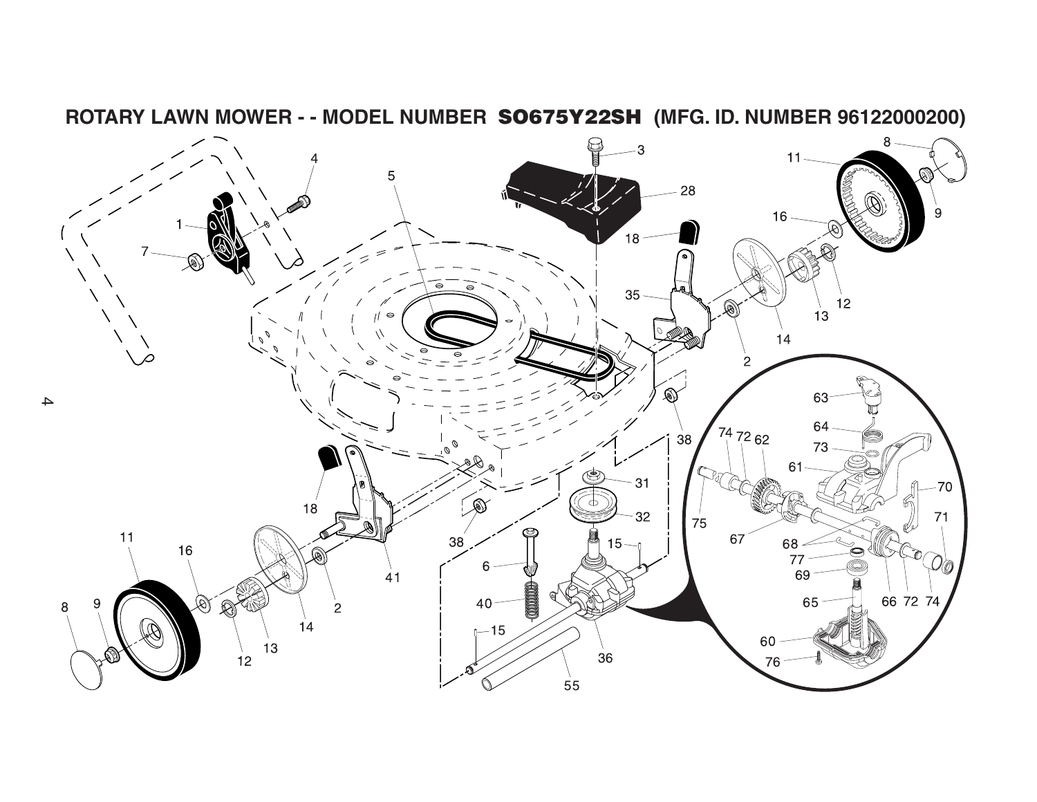# ROTARY LAWN MOWER - - MODEL NUMBER SO675Y22SH (MFG. ID. NUMBER 96122000200)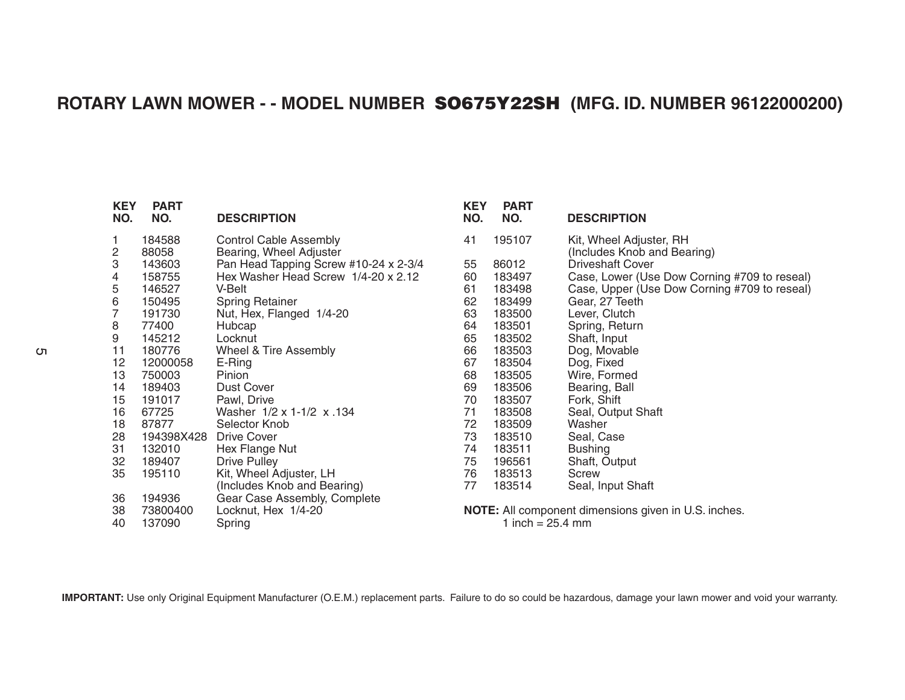# ROTARY LAWN MOWER - - MODEL NUMBER SO675Y22SH (MFG. ID. NUMBER 96122000200)

| KEY NO. | PART NO. | DESCRIPTION |
|---|---|---|
| 1 | 184588 | Control Cable Assembly |
| 2 | 88058 | Bearing, Wheel Adjuster |
| 3 | 143603 | Pan Head Tapping Screw #10-24 x 2-3/4 |
| 4 | 158755 | Hex Washer Head Screw 1/4-20 x 2.12 |
| 5 | 146527 | V-Belt |
| 6 | 150495 | Spring Retainer |
| 7 | 191730 | Nut, Hex, Flanged 1/4-20 |
| 8 | 77400 | Hubcap |
| 9 | 145212 | Locknut |
| 11 | 180776 | Wheel & Tire Assembly |
| 12 | 12000058 | E-Ring |
| 13 | 750003 | Pinion |
| 14 | 189403 | Dust Cover |
| 15 | 191017 | Pawl, Drive |
| 16 | 67725 | Washer 1/2 x 1-1/2 x .134 |
| 18 | 87877 | Selector Knob |
| 28 | 194398X428 | Drive Cover |
| 31 | 132010 | Hex Flange Nut |
| 32 | 189407 | Drive Pulley |
| 35 | 195110 | Kit, Wheel Adjuster, LH (Includes Knob and Bearing) |
| 36 | 194936 | Gear Case Assembly, Complete |
| 38 | 73800400 | Locknut, Hex 1/4-20 |
| 40 | 137090 | Spring |
| 41 | 195107 | Kit, Wheel Adjuster, RH (Includes Knob and Bearing) |
| 55 | 86012 | Driveshaft Cover |
| 60 | 183497 | Case, Lower (Use Dow Corning #709 to reseal) |
| 61 | 183498 | Case, Upper (Use Dow Corning #709 to reseal) |
| 62 | 183499 | Gear, 27 Teeth |
| 63 | 183500 | Lever, Clutch |
| 64 | 183501 | Spring, Return |
| 65 | 183502 | Shaft, Input |
| 66 | 183503 | Dog, Movable |
| 67 | 183504 | Dog, Fixed |
| 68 | 183505 | Wire, Formed |
| 69 | 183506 | Bearing, Ball |
| 70 | 183507 | Fork, Shift |
| 71 | 183508 | Seal, Output Shaft |
| 72 | 183509 | Washer |
| 73 | 183510 | Seal, Case |
| 74 | 183511 | Bushing |
| 75 | 196561 | Shaft, Output |
| 76 | 183513 | Screw |
| 77 | 183514 | Seal, Input Shaft |

**NOTE:** All component dimensions given in U.S. inches.
1 inch = 25.4 mm

**IMPORTANT:** Use only Original Equipment Manufacturer (O.E.M.) replacement parts. Failure to do so could be hazardous, damage your lawn mower and void your warranty.